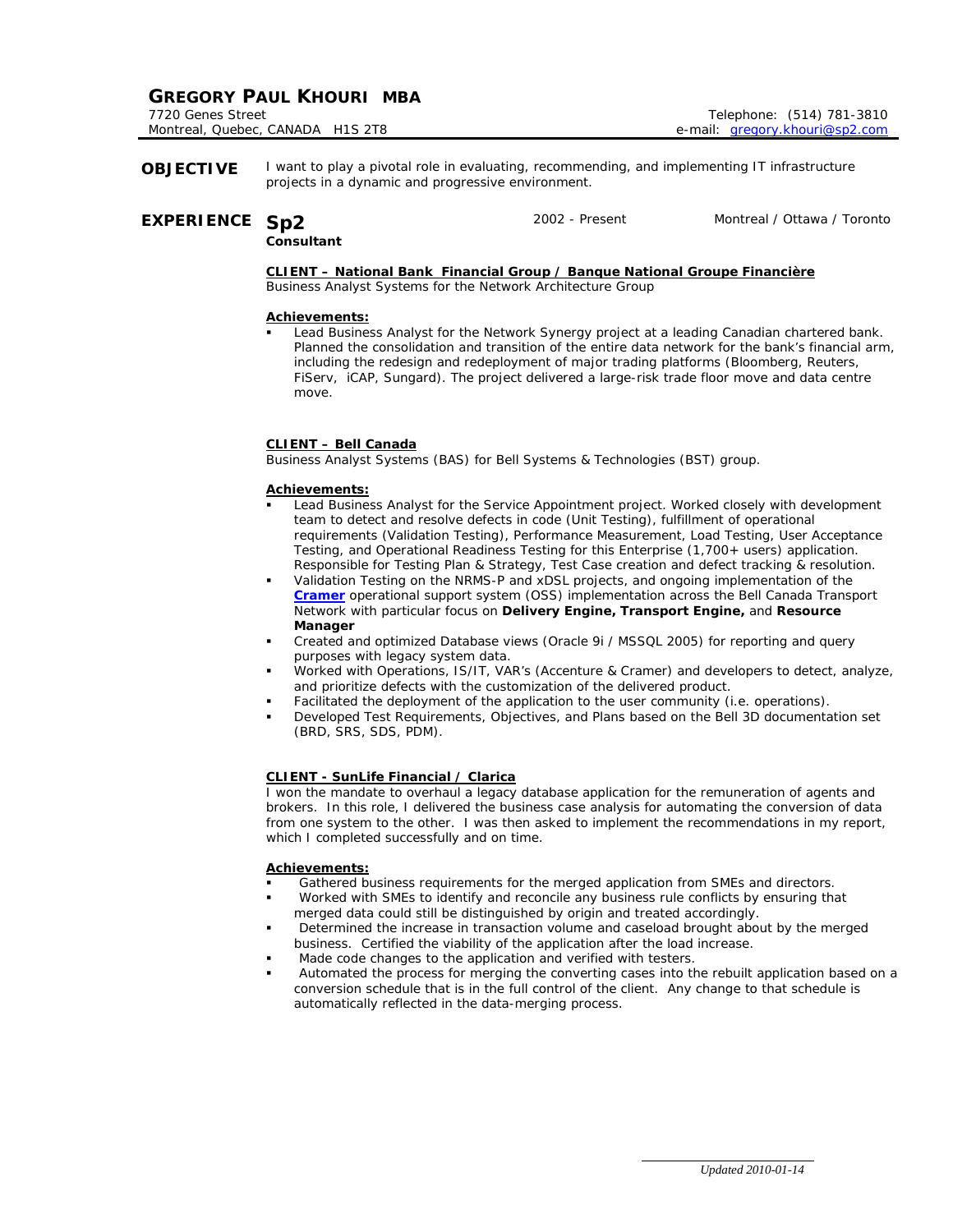# GREGORY PAUL KHOURI MBA

7720 Genes Street
Montreal, Quebec, CANADA H1S 2T8

Telephone: (514) 781-3810
e-mail: gregory.khouri@sp2.com

## OBJECTIVE

I want to play a pivotal role in evaluating, recommending, and implementing IT infrastructure projects in a dynamic and progressive environment.

## EXPERIENCE

### Sp2

**Consultant**

2002 - Present | Montreal / Ottawa / Toronto

**CLIENT – National Bank Financial Group / Banque National Groupe Financière**

Business Analyst Systems for the Network Architecture Group

**Achievements:**

- Lead Business Analyst for the Network Synergy project at a leading Canadian chartered bank. Planned the consolidation and transition of the entire data network for the bank's financial arm, including the redesign and redeployment of major trading platforms (Bloomberg, Reuters, FiServ, iCAP, Sungard). The project delivered a large-risk trade floor move and data centre move.

**CLIENT – Bell Canada**

Business Analyst Systems (BAS) for Bell Systems & Technologies (BST) group.

**Achievements:**

- Lead Business Analyst for the Service Appointment project. Worked closely with development team to detect and resolve defects in code (Unit Testing), fulfillment of operational requirements (Validation Testing), Performance Measurement, Load Testing, User Acceptance Testing, and Operational Readiness Testing for this Enterprise (1,700+ users) application. Responsible for Testing Plan & Strategy, Test Case creation and defect tracking & resolution.
- Validation Testing on the NRMS-P and xDSL projects, and ongoing implementation of the **Cramer** operational support system (OSS) implementation across the Bell Canada Transport Network with particular focus on **Delivery Engine, Transport Engine,** and **Resource Manager**
- Created and optimized Database views (Oracle 9i / MSSQL 2005) for reporting and query purposes with legacy system data.
- Worked with Operations, IS/IT, VAR's (Accenture & Cramer) and developers to detect, analyze, and prioritize defects with the customization of the delivered product.
- Facilitated the deployment of the application to the user community (i.e. operations).
- Developed Test Requirements, Objectives, and Plans based on the Bell 3D documentation set (BRD, SRS, SDS, PDM).

**CLIENT - SunLife Financial / Clarica**

I won the mandate to overhaul a legacy database application for the remuneration of agents and brokers. In this role, I delivered the business case analysis for automating the conversion of data from one system to the other. I was then asked to implement the recommendations in my report, which I completed successfully and on time.

**Achievements:**

- Gathered business requirements for the merged application from SMEs and directors.
- Worked with SMEs to identify and reconcile any business rule conflicts by ensuring that merged data could still be distinguished by origin and treated accordingly.
- Determined the increase in transaction volume and caseload brought about by the merged business. Certified the viability of the application after the load increase.
- Made code changes to the application and verified with testers.
- Automated the process for merging the converting cases into the rebuilt application based on a conversion schedule that is in the full control of the client. Any change to that schedule is automatically reflected in the data-merging process.

*Updated 2010-01-14*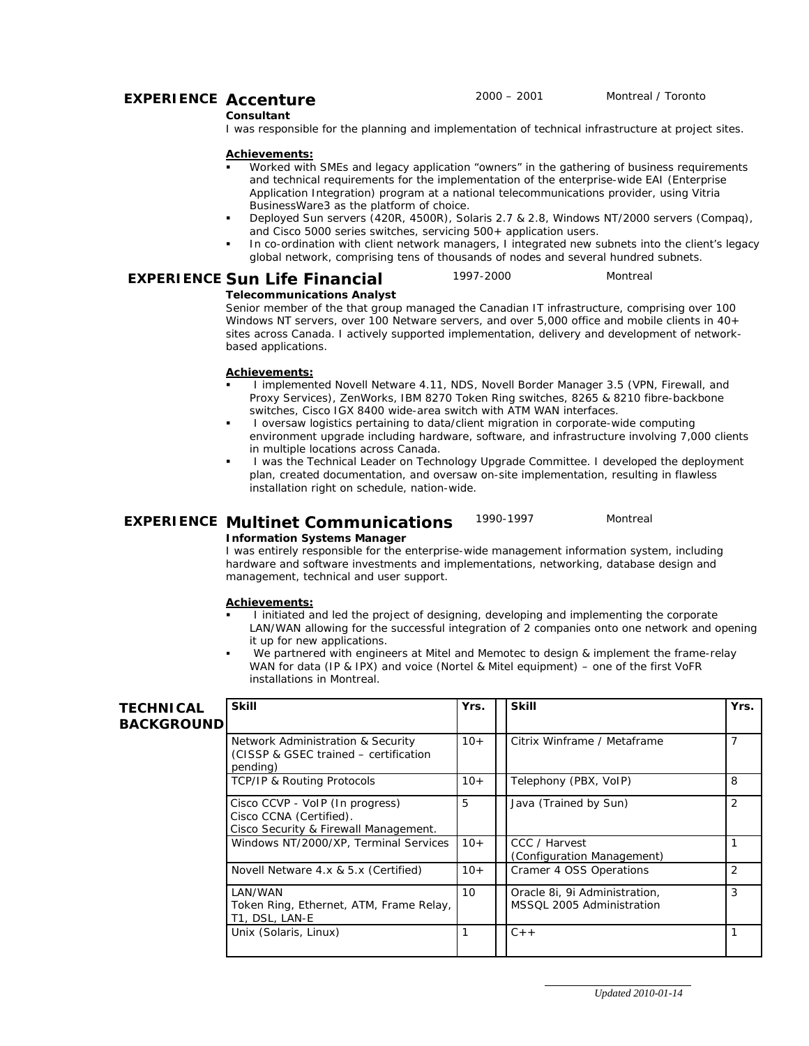## EXPERIENCE

### Accenture

2000 – 2001 Montreal / Toronto

**Consultant**

I was responsible for the planning and implementation of technical infrastructure at project sites.

**Achievements:**

- Worked with SMEs and legacy application "owners" in the gathering of business requirements and technical requirements for the implementation of the enterprise-wide EAI (Enterprise Application Integration) program at a national telecommunications provider, using Vitria BusinessWare3 as the platform of choice.
- Deployed Sun servers (420R, 4500R), Solaris 2.7 & 2.8, Windows NT/2000 servers (Compaq), and Cisco 5000 series switches, servicing 500+ application users.
- In co-ordination with client network managers, I integrated new subnets into the client's legacy global network, comprising tens of thousands of nodes and several hundred subnets.

## EXPERIENCE

### Sun Life Financial

1997-2000 Montreal

**Telecommunications Analyst**

Senior member of the that group managed the Canadian IT infrastructure, comprising over 100 Windows NT servers, over 100 Netware servers, and over 5,000 office and mobile clients in 40+ sites across Canada. I actively supported implementation, delivery and development of network-based applications.

**Achievements:**

- I implemented Novell Netware 4.11, NDS, Novell Border Manager 3.5 (VPN, Firewall, and Proxy Services), ZenWorks, IBM 8270 Token Ring switches, 8265 & 8210 fibre-backbone switches, Cisco IGX 8400 wide-area switch with ATM WAN interfaces.
- I oversaw logistics pertaining to data/client migration in corporate-wide computing environment upgrade including hardware, software, and infrastructure involving 7,000 clients in multiple locations across Canada.
- I was the Technical Leader on Technology Upgrade Committee. I developed the deployment plan, created documentation, and oversaw on-site implementation, resulting in flawless installation right on schedule, nation-wide.

## EXPERIENCE

### Multinet Communications

1990-1997 Montreal

**Information Systems Manager**

I was entirely responsible for the enterprise-wide management information system, including hardware and software investments and implementations, networking, database design and management, technical and user support.

**Achievements:**

- I initiated and led the project of designing, developing and implementing the corporate LAN/WAN allowing for the successful integration of 2 companies onto one network and opening it up for new applications.
- We partnered with engineers at Mitel and Memotec to design & implement the frame-relay WAN for data (IP & IPX) and voice (Nortel & Mitel equipment) – one of the first VoFR installations in Montreal.

## TECHNICAL BACKGROUND

| Skill | Yrs. | Skill | Yrs. |
|---|---|---|---|
| Network Administration & Security (CISSP & GSEC trained – certification pending) | 10+ | Citrix Winframe / Metaframe | 7 |
| TCP/IP & Routing Protocols | 10+ | Telephony (PBX, VoIP) | 8 |
| Cisco CCVP - VoIP (In progress) Cisco CCNA (Certified). Cisco Security & Firewall Management. | 5 | Java (Trained by Sun) | 2 |
| Windows NT/2000/XP, Terminal Services | 10+ | CCC / Harvest (Configuration Management) | 1 |
| Novell Netware 4.x & 5.x (Certified) | 10+ | Cramer 4 OSS Operations | 2 |
| LAN/WAN Token Ring, Ethernet, ATM, Frame Relay, T1, DSL, LAN-E | 10 | Oracle 8i, 9i Administration, MSSQL 2005 Administration | 3 |
| Unix (Solaris, Linux) | 1 | C++ | 1 |

*Updated 2010-01-14*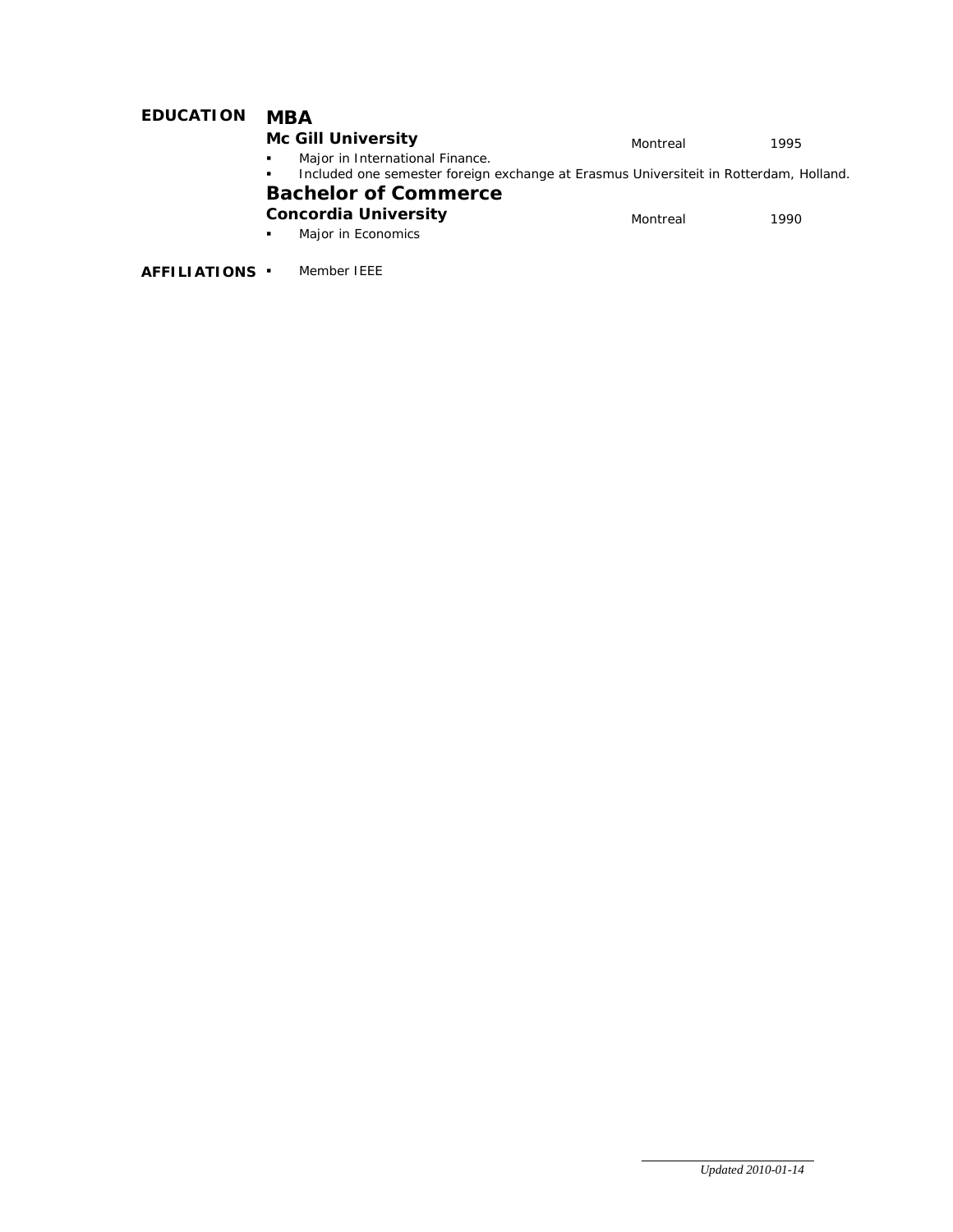## EDUCATION

### MBA

**Mc Gill University** Montreal 1995

- Major in International Finance.
- Included one semester foreign exchange at Erasmus Universiteit in Rotterdam, Holland.

### Bachelor of Commerce

**Concordia University** Montreal 1990

- Major in Economics

## AFFILIATIONS

- Member IEEE

*Updated 2010-01-14*